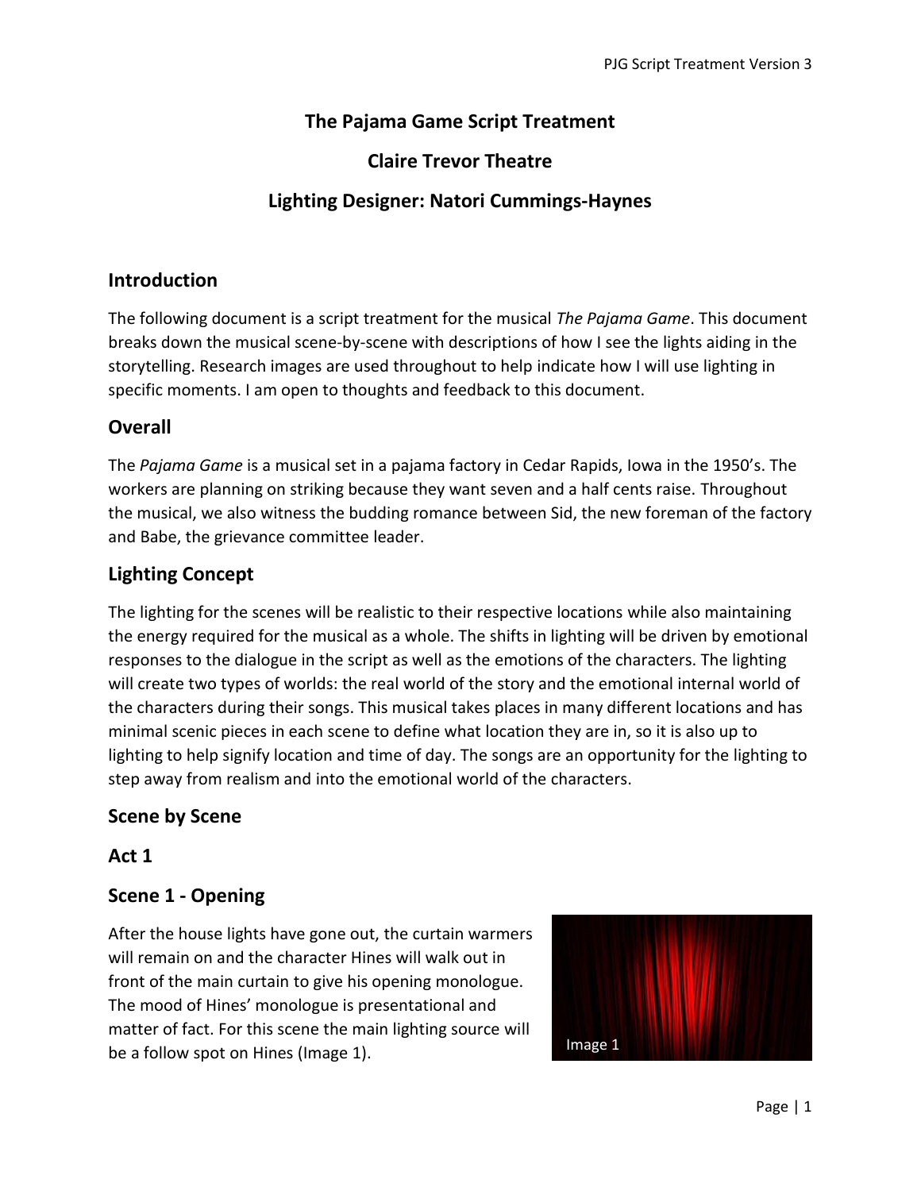# The Pajama Game Script Treatment

## Claire Trevor Theatre

## Lighting Designer: Natori Cummings-Haynes

## Introduction

The following document is a script treatment for the musical *The Pajama Game*. This document breaks down the musical scene-by-scene with descriptions of how I see the lights aiding in the storytelling. Research images are used throughout to help indicate how I will use lighting in specific moments. I am open to thoughts and feedback to this document.

## Overall

The *Pajama Game* is a musical set in a pajama factory in Cedar Rapids, Iowa in the 1950's. The workers are planning on striking because they want seven and a half cents raise. Throughout the musical, we also witness the budding romance between Sid, the new foreman of the factory and Babe, the grievance committee leader.

## Lighting Concept

The lighting for the scenes will be realistic to their respective locations while also maintaining the energy required for the musical as a whole. The shifts in lighting will be driven by emotional responses to the dialogue in the script as well as the emotions of the characters. The lighting will create two types of worlds: the real world of the story and the emotional internal world of the characters during their songs. This musical takes places in many different locations and has minimal scenic pieces in each scene to define what location they are in, so it is also up to lighting to help signify location and time of day. The songs are an opportunity for the lighting to step away from realism and into the emotional world of the characters.

## Scene by Scene

## Act 1

## Scene 1 - Opening

After the house lights have gone out, the curtain warmers will remain on and the character Hines will walk out in front of the main curtain to give his opening monologue. The mood of Hines' monologue is presentational and matter of fact. For this scene the main lighting source will be a follow spot on Hines (Image 1).

Image 1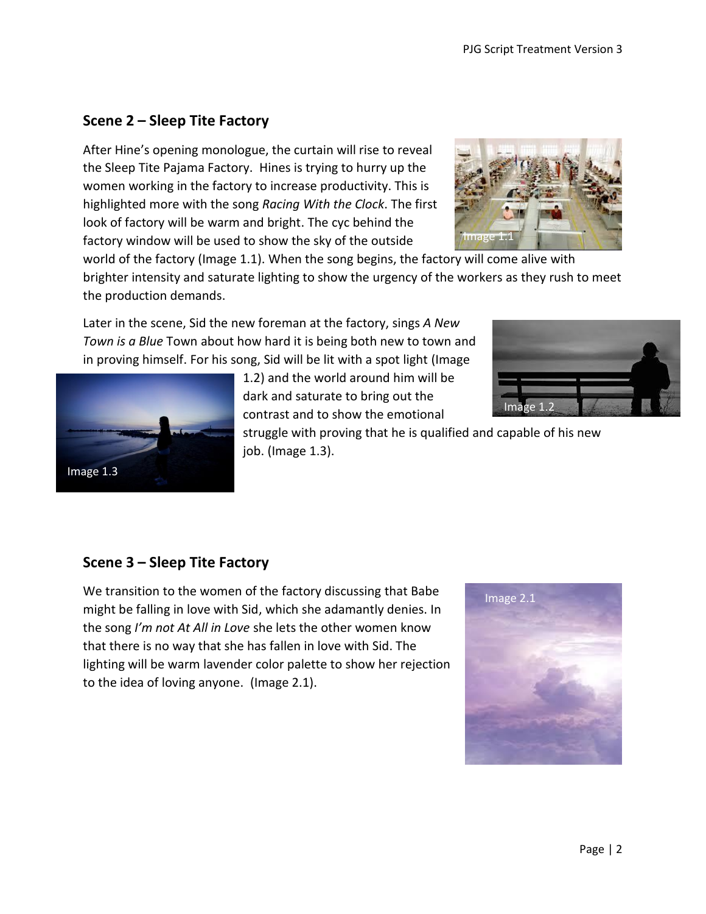## Scene 2 – Sleep Tite Factory

After Hine's opening monologue, the curtain will rise to reveal the Sleep Tite Pajama Factory. Hines is trying to hurry up the women working in the factory to increase productivity. This is highlighted more with the song *Racing With the Clock*. The first look of factory will be warm and bright. The cyc behind the factory window will be used to show the sky of the outside world of the factory (Image 1.1). When the song begins, the factory will come alive with brighter intensity and saturate lighting to show the urgency of the workers as they rush to meet the production demands.

Later in the scene, Sid the new foreman at the factory, sings *A New Town is a Blue* Town about how hard it is being both new to town and in proving himself. For his song, Sid will be lit with a spot light (Image 1.2) and the world around him will be dark and saturate to bring out the contrast and to show the emotional struggle with proving that he is qualified and capable of his new job. (Image 1.3).

## Scene 3 – Sleep Tite Factory

We transition to the women of the factory discussing that Babe might be falling in love with Sid, which she adamantly denies. In the song *I'm not At All in Love* she lets the other women know that there is no way that she has fallen in love with Sid. The lighting will be warm lavender color palette to show her rejection to the idea of loving anyone. (Image 2.1).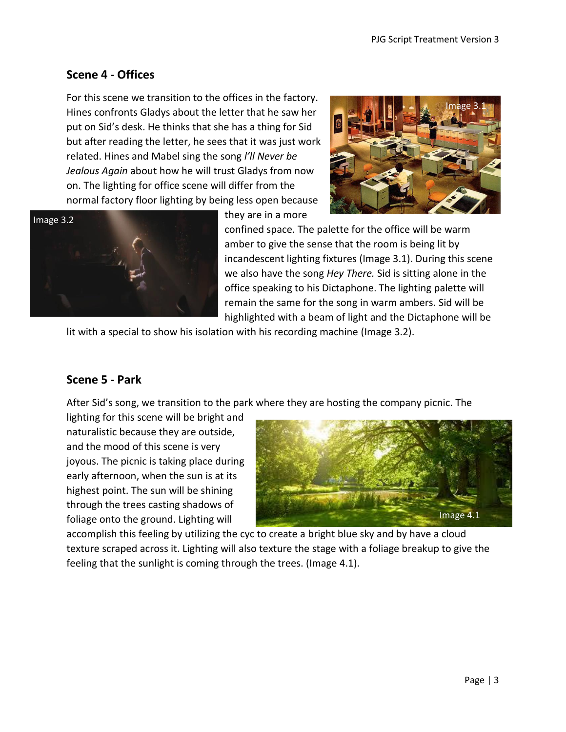## Scene 4 - Offices

For this scene we transition to the offices in the factory. Hines confronts Gladys about the letter that he saw her put on Sid's desk. He thinks that she has a thing for Sid but after reading the letter, he sees that it was just work related. Hines and Mabel sing the song *I'll Never be Jealous Again* about how he will trust Gladys from now on. The lighting for office scene will differ from the normal factory floor lighting by being less open because they are in a more confined space. The palette for the office will be warm amber to give the sense that the room is being lit by incandescent lighting fixtures (Image 3.1). During this scene we also have the song *Hey There.* Sid is sitting alone in the office speaking to his Dictaphone. The lighting palette will remain the same for the song in warm ambers. Sid will be highlighted with a beam of light and the Dictaphone will be lit with a special to show his isolation with his recording machine (Image 3.2).

## Scene 5 - Park

After Sid's song, we transition to the park where they are hosting the company picnic. The lighting for this scene will be bright and naturalistic because they are outside, and the mood of this scene is very joyous. The picnic is taking place during early afternoon, when the sun is at its highest point. The sun will be shining through the trees casting shadows of foliage onto the ground. Lighting will accomplish this feeling by utilizing the cyc to create a bright blue sky and by have a cloud texture scraped across it. Lighting will also texture the stage with a foliage breakup to give the feeling that the sunlight is coming through the trees. (Image 4.1).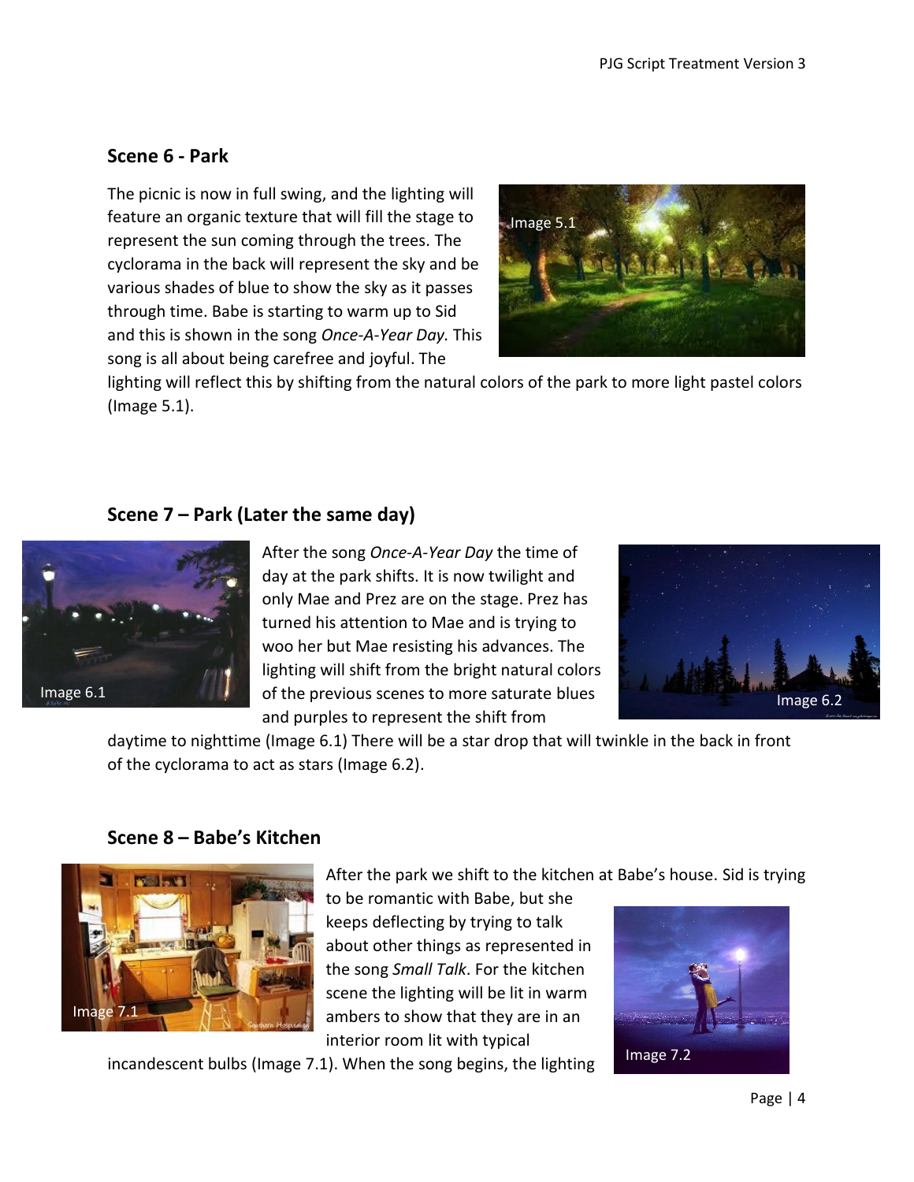## Scene 6 - Park

The picnic is now in full swing, and the lighting will feature an organic texture that will fill the stage to represent the sun coming through the trees. The cyclorama in the back will represent the sky and be various shades of blue to show the sky as it passes through time. Babe is starting to warm up to Sid and this is shown in the song *Once-A-Year Day.* This song is all about being carefree and joyful. The lighting will reflect this by shifting from the natural colors of the park to more light pastel colors (Image 5.1).

## Scene 7 – Park (Later the same day)

After the song *Once-A-Year Day* the time of day at the park shifts. It is now twilight and only Mae and Prez are on the stage. Prez has turned his attention to Mae and is trying to woo her but Mae resisting his advances. The lighting will shift from the bright natural colors of the previous scenes to more saturate blues and purples to represent the shift from daytime to nighttime (Image 6.1) There will be a star drop that will twinkle in the back in front of the cyclorama to act as stars (Image 6.2).

## Scene 8 – Babe's Kitchen

After the park we shift to the kitchen at Babe's house. Sid is trying to be romantic with Babe, but she keeps deflecting by trying to talk about other things as represented in the song *Small Talk*. For the kitchen scene the lighting will be lit in warm ambers to show that they are in an interior room lit with typical incandescent bulbs (Image 7.1). When the song begins, the lighting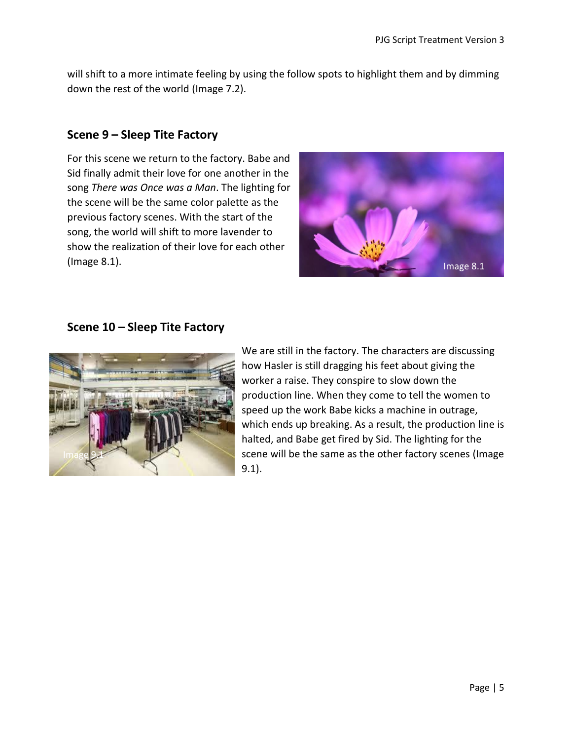will shift to a more intimate feeling by using the follow spots to highlight them and by dimming down the rest of the world (Image 7.2).

### Scene 9 – Sleep Tite Factory

For this scene we return to the factory. Babe and Sid finally admit their love for one another in the song *There was Once was a Man*. The lighting for the scene will be the same color palette as the previous factory scenes. With the start of the song, the world will shift to more lavender to show the realization of their love for each other (Image 8.1).

Image 8.1

### Scene 10 – Sleep Tite Factory

Image 9.1

We are still in the factory. The characters are discussing how Hasler is still dragging his feet about giving the worker a raise. They conspire to slow down the production line. When they come to tell the women to speed up the work Babe kicks a machine in outrage, which ends up breaking. As a result, the production line is halted, and Babe get fired by Sid. The lighting for the scene will be the same as the other factory scenes (Image 9.1).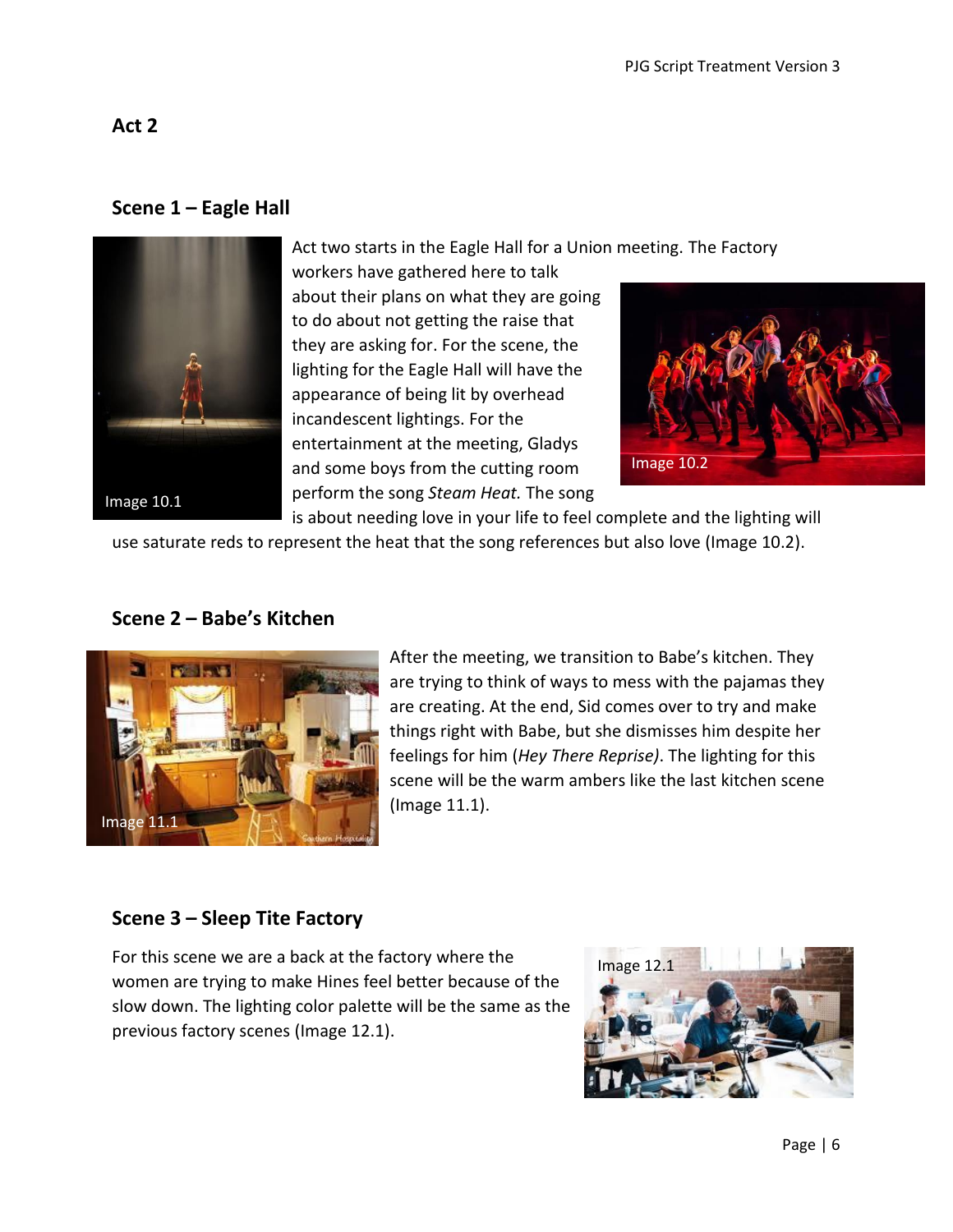## Act 2

### Scene 1 – Eagle Hall

Image 10.1

Act two starts in the Eagle Hall for a Union meeting. The Factory workers have gathered here to talk about their plans on what they are going to do about not getting the raise that they are asking for. For the scene, the lighting for the Eagle Hall will have the appearance of being lit by overhead incandescent lightings. For the entertainment at the meeting, Gladys and some boys from the cutting room perform the song *Steam Heat.* The song is about needing love in your life to feel complete and the lighting will use saturate reds to represent the heat that the song references but also love (Image 10.2).

Image 10.2

### Scene 2 – Babe's Kitchen

Image 11.1

After the meeting, we transition to Babe's kitchen. They are trying to think of ways to mess with the pajamas they are creating. At the end, Sid comes over to try and make things right with Babe, but she dismisses him despite her feelings for him (*Hey There Reprise)*. The lighting for this scene will be the warm ambers like the last kitchen scene (Image 11.1).

### Scene 3 – Sleep Tite Factory

For this scene we are a back at the factory where the women are trying to make Hines feel better because of the slow down. The lighting color palette will be the same as the previous factory scenes (Image 12.1).

Image 12.1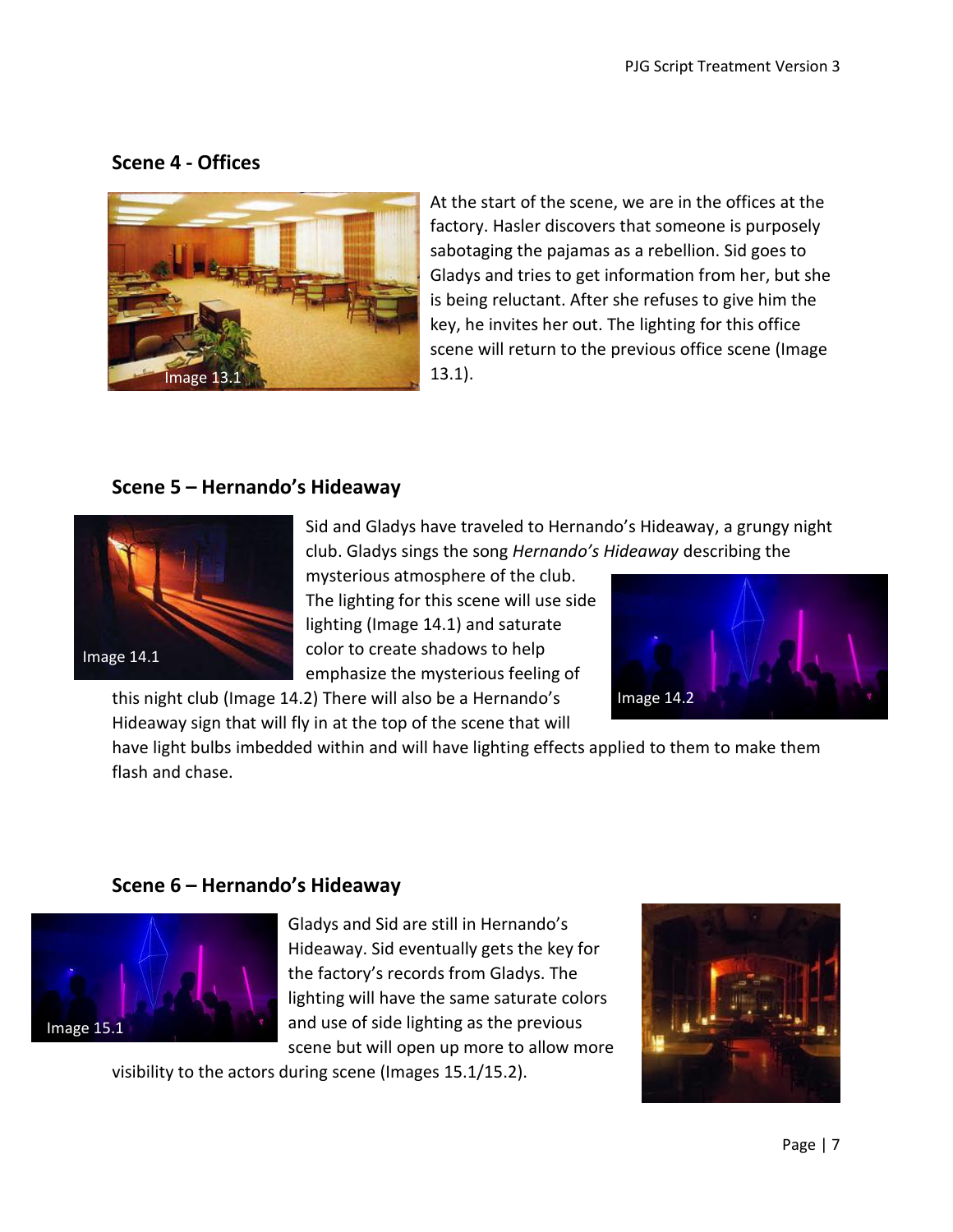## Scene 4 - Offices

Image 13.1

At the start of the scene, we are in the offices at the factory. Hasler discovers that someone is purposely sabotaging the pajamas as a rebellion. Sid goes to Gladys and tries to get information from her, but she is being reluctant. After she refuses to give him the key, he invites her out. The lighting for this office scene will return to the previous office scene (Image 13.1).

## Scene 5 – Hernando's Hideaway

Image 14.1

Image 14.2

Sid and Gladys have traveled to Hernando's Hideaway, a grungy night club. Gladys sings the song *Hernando's Hideaway* describing the mysterious atmosphere of the club. The lighting for this scene will use side lighting (Image 14.1) and saturate color to create shadows to help emphasize the mysterious feeling of this night club (Image 14.2) There will also be a Hernando's Hideaway sign that will fly in at the top of the scene that will have light bulbs imbedded within and will have lighting effects applied to them to make them flash and chase.

## Scene 6 – Hernando's Hideaway

Image 15.1

Gladys and Sid are still in Hernando's Hideaway. Sid eventually gets the key for the factory's records from Gladys. The lighting will have the same saturate colors and use of side lighting as the previous scene but will open up more to allow more visibility to the actors during scene (Images 15.1/15.2).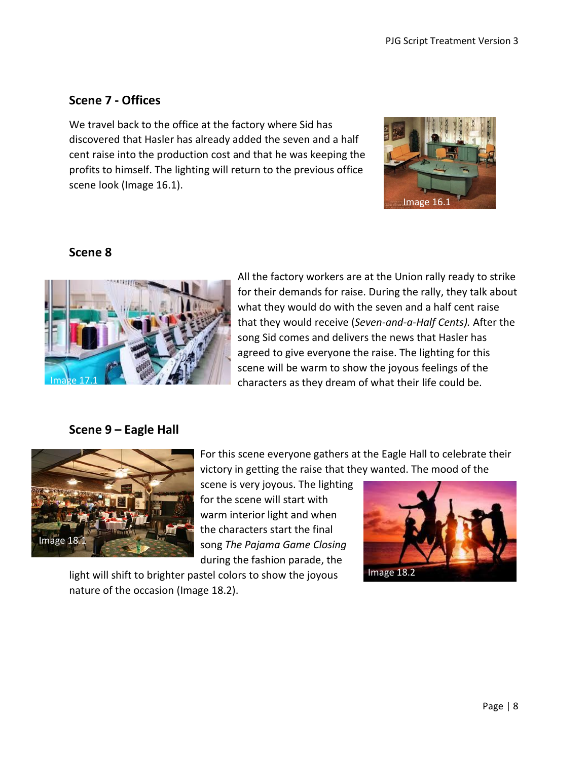## Scene 7 - Offices

We travel back to the office at the factory where Sid has discovered that Hasler has already added the seven and a half cent raise into the production cost and that he was keeping the profits to himself. The lighting will return to the previous office scene look (Image 16.1).

Image 16.1

## Scene 8

Image 17.1

All the factory workers are at the Union rally ready to strike for their demands for raise. During the rally, they talk about what they would do with the seven and a half cent raise that they would receive (*Seven-and-a-Half Cents).* After the song Sid comes and delivers the news that Hasler has agreed to give everyone the raise. The lighting for this scene will be warm to show the joyous feelings of the characters as they dream of what their life could be.

## Scene 9 – Eagle Hall

Image 18.1

For this scene everyone gathers at the Eagle Hall to celebrate their victory in getting the raise that they wanted. The mood of the scene is very joyous. The lighting for the scene will start with warm interior light and when the characters start the final song *The Pajama Game Closing* during the fashion parade, the light will shift to brighter pastel colors to show the joyous nature of the occasion (Image 18.2).

Image 18.2